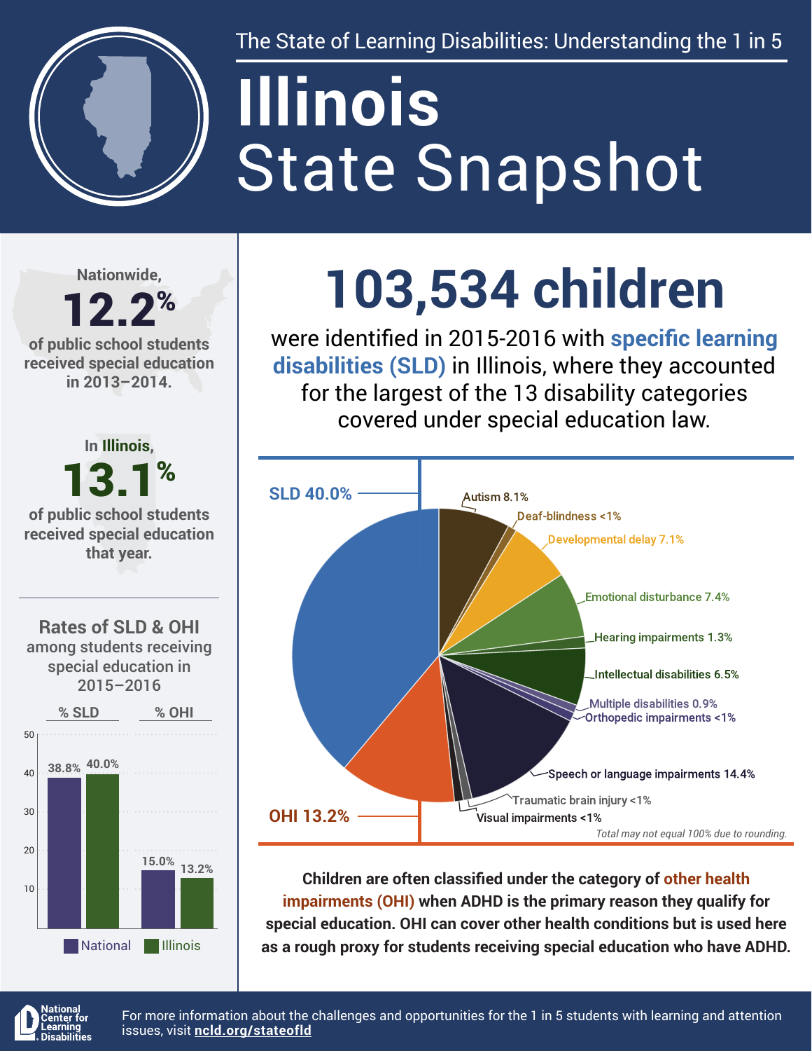The State of Learning Disabilities: Understanding the 1 in 5

# Illinois State Snapshot

Nationwide,

**12.2%**

of public school students received special education in 2013–2014.

In Illinois,

**13.1%**

of public school students received special education that year.

## Rates of SLD & OHI among students receiving special education in 2015–2016

| | % SLD | % OHI |
|---|---|---|
| National | 38.8% | 15.0% |
| Illinois | 40.0% | 13.2% |

## 103,534 children

were identified in 2015-2016 with **specific learning disabilities (SLD)** in Illinois, where they accounted for the largest of the 13 disability categories covered under special education law.

| Category | Percentage |
|---|---|
| SLD | 40.0% |
| Autism | 8.1% |
| Deaf-blindness | <1% |
| Developmental delay | 7.1% |
| Emotional disturbance | 7.4% |
| Hearing impairments | 1.3% |
| Intellectual disabilities | 6.5% |
| Multiple disabilities | 0.9% |
| Orthopedic impairments | <1% |
| Speech or language impairments | 14.4% |
| Traumatic brain injury | <1% |
| Visual impairments | <1% |
| OHI | 13.2% |

*Total may not equal 100% due to rounding.*

**Children are often classified under the category of other health impairments (OHI) when ADHD is the primary reason they qualify for special education. OHI can cover other health conditions but is used here as a rough proxy for students receiving special education who have ADHD.**

National Center for Learning Disabilities

For more information about the challenges and opportunities for the 1 in 5 students with learning and attention issues, visit **ncld.org/stateofld**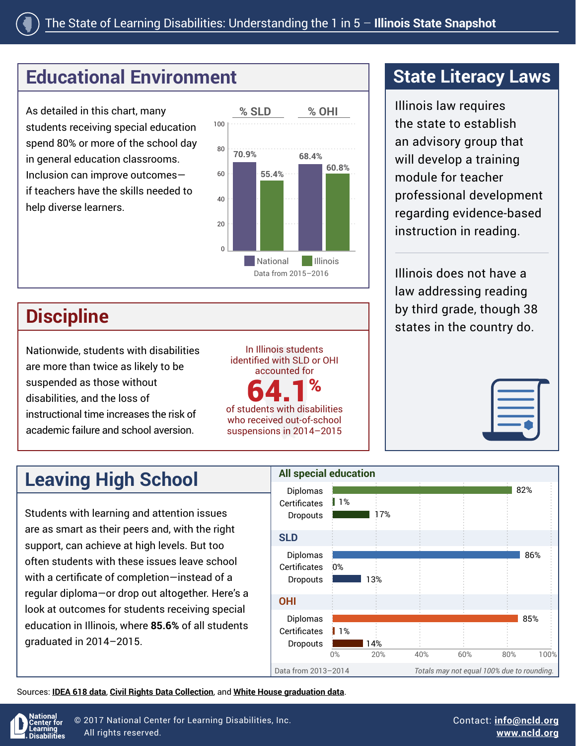## Educational Environment

As detailed in this chart, many students receiving special education spend 80% or more of the school day in general education classrooms. Inclusion can improve outcomes—if teachers have the skills needed to help diverse learners.

% SLD
% OHI

100
80
60
40
20
0

70.9%
55.4%
68.4%
60.8%

National
Illinois

Data from 2015–2016

## State Literacy Laws

Illinois law requires the state to establish an advisory group that will develop a training module for teacher professional development regarding evidence-based instruction in reading.

Illinois does not have a law addressing reading by third grade, though 38 states in the country do.

## Discipline

Nationwide, students with disabilities are more than twice as likely to be suspended as those without disabilities, and the loss of instructional time increases the risk of academic failure and school aversion.

In Illinois students identified with SLD or OHI accounted for **64.1%** of students with disabilities who received out-of-school suspensions in 2014–2015

## Leaving High School

Students with learning and attention issues are as smart as their peers and, with the right support, can achieve at high levels. But too often students with these issues leave school with a certificate of completion—instead of a regular diploma—or drop out altogether. Here's a look at outcomes for students receiving special education in Illinois, where **85.6%** of all students graduated in 2014–2015.

**All special education**

Diplomas 82%
Certificates 1%
Dropouts 17%

**SLD**

Diplomas 86%
Certificates 0%
Dropouts 13%

**OHI**

Diplomas 85%
Certificates 1%
Dropouts 14%

0% 20% 40% 60% 80% 100%

Data from 2013–2014

*Totals may not equal 100% due to rounding.*

Sources: **IDEA 618 data**, **Civil Rights Data Collection**, and **White House graduation data**.

National Center for Learning Disabilities

© 2017 National Center for Learning Disabilities, Inc. All rights reserved.

Contact: **info@ncld.org** **www.ncld.org**